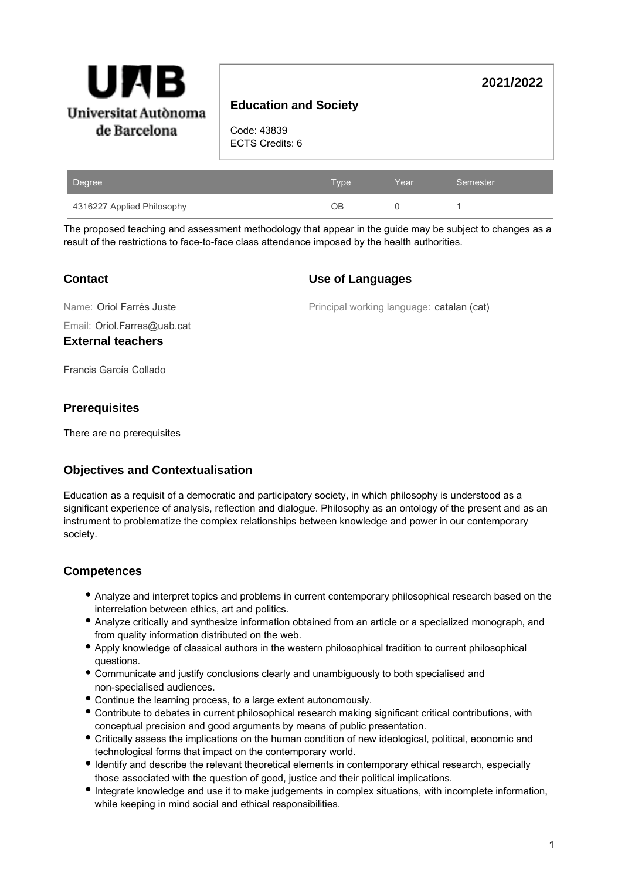Universitat Autònoma de Barcelona

# Education and Society

**2021/2022**

Code: 43839
ECTS Credits: 6

| Degree | Type | Year | Semester |
|---|---|---|---|
| 4316227 Applied Philosophy | OB | 0 | 1 |

The proposed teaching and assessment methodology that appear in the guide may be subject to changes as a result of the restrictions to face-to-face class attendance imposed by the health authorities.

## Contact

Name: Oriol Farrés Juste

Email: Oriol.Farres@uab.cat

## Use of Languages

Principal working language: catalan (cat)

## External teachers

Francis García Collado

## Prerequisites

There are no prerequisites

## Objectives and Contextualisation

Education as a requisit of a democratic and participatory society, in which philosophy is understood as a significant experience of analysis, reflection and dialogue. Philosophy as an ontology of the present and as an instrument to problematize the complex relationships between knowledge and power in our contemporary society.

## Competences

- Analyze and interpret topics and problems in current contemporary philosophical research based on the interrelation between ethics, art and politics.
- Analyze critically and synthesize information obtained from an article or a specialized monograph, and from quality information distributed on the web.
- Apply knowledge of classical authors in the western philosophical tradition to current philosophical questions.
- Communicate and justify conclusions clearly and unambiguously to both specialised and non-specialised audiences.
- Continue the learning process, to a large extent autonomously.
- Contribute to debates in current philosophical research making significant critical contributions, with conceptual precision and good arguments by means of public presentation.
- Critically assess the implications on the human condition of new ideological, political, economic and technological forms that impact on the contemporary world.
- Identify and describe the relevant theoretical elements in contemporary ethical research, especially those associated with the question of good, justice and their political implications.
- Integrate knowledge and use it to make judgements in complex situations, with incomplete information, while keeping in mind social and ethical responsibilities.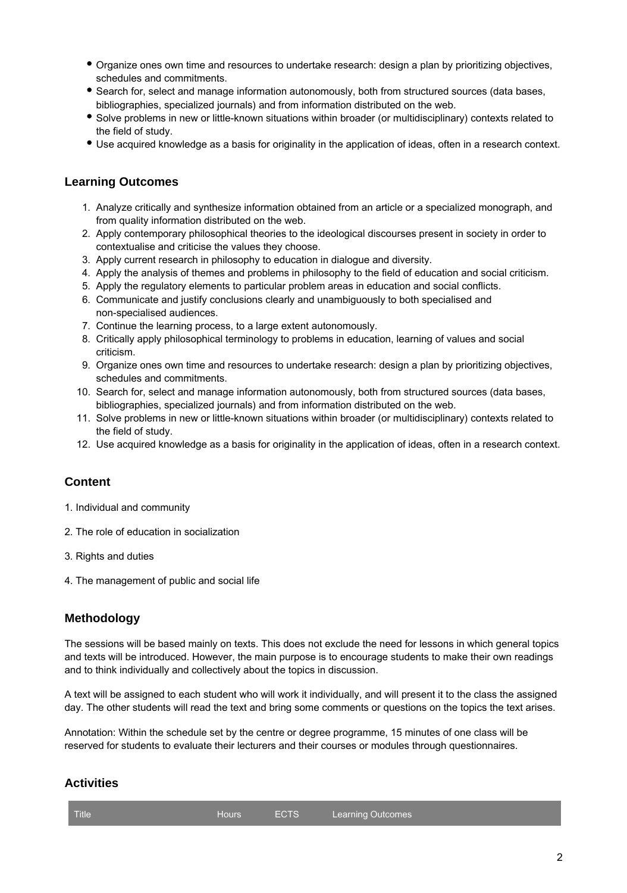- Organize ones own time and resources to undertake research: design a plan by prioritizing objectives, schedules and commitments.
- Search for, select and manage information autonomously, both from structured sources (data bases, bibliographies, specialized journals) and from information distributed on the web.
- Solve problems in new or little-known situations within broader (or multidisciplinary) contexts related to the field of study.
- Use acquired knowledge as a basis for originality in the application of ideas, often in a research context.

## Learning Outcomes

1. Analyze critically and synthesize information obtained from an article or a specialized monograph, and from quality information distributed on the web.
2. Apply contemporary philosophical theories to the ideological discourses present in society in order to contextualise and criticise the values they choose.
3. Apply current research in philosophy to education in dialogue and diversity.
4. Apply the analysis of themes and problems in philosophy to the field of education and social criticism.
5. Apply the regulatory elements to particular problem areas in education and social conflicts.
6. Communicate and justify conclusions clearly and unambiguously to both specialised and non-specialised audiences.
7. Continue the learning process, to a large extent autonomously.
8. Critically apply philosophical terminology to problems in education, learning of values and social criticism.
9. Organize ones own time and resources to undertake research: design a plan by prioritizing objectives, schedules and commitments.
10. Search for, select and manage information autonomously, both from structured sources (data bases, bibliographies, specialized journals) and from information distributed on the web.
11. Solve problems in new or little-known situations within broader (or multidisciplinary) contexts related to the field of study.
12. Use acquired knowledge as a basis for originality in the application of ideas, often in a research context.

## Content

1. Individual and community

2. The role of education in socialization

3. Rights and duties

4. The management of public and social life

## Methodology

The sessions will be based mainly on texts. This does not exclude the need for lessons in which general topics and texts will be introduced. However, the main purpose is to encourage students to make their own readings and to think individually and collectively about the topics in discussion.

A text will be assigned to each student who will work it individually, and will present it to the class the assigned day. The other students will read the text and bring some comments or questions on the topics the text arises.

Annotation: Within the schedule set by the centre or degree programme, 15 minutes of one class will be reserved for students to evaluate their lecturers and their courses or modules through questionnaires.

## Activities

| Title | Hours | ECTS | Learning Outcomes |
| --- | --- | --- | --- |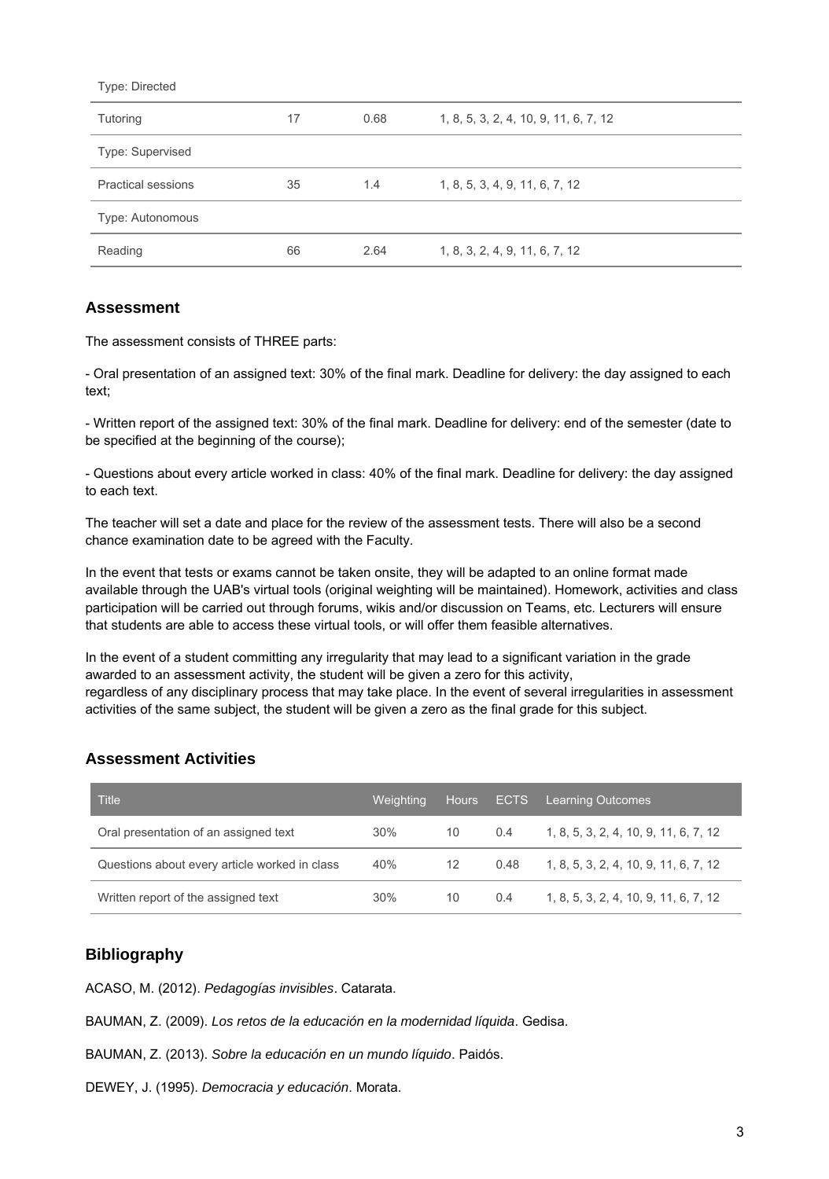| | | | |
|---|---|---|---|
| Type: Directed | | | |
| Tutoring | 17 | 0.68 | 1, 8, 5, 3, 2, 4, 10, 9, 11, 6, 7, 12 |
| Type: Supervised | | | |
| Practical sessions | 35 | 1.4 | 1, 8, 5, 3, 4, 9, 11, 6, 7, 12 |
| Type: Autonomous | | | |
| Reading | 66 | 2.64 | 1, 8, 3, 2, 4, 9, 11, 6, 7, 12 |

## Assessment

The assessment consists of THREE parts:

- Oral presentation of an assigned text: 30% of the final mark. Deadline for delivery: the day assigned to each text;

- Written report of the assigned text: 30% of the final mark. Deadline for delivery: end of the semester (date to be specified at the beginning of the course);

- Questions about every article worked in class: 40% of the final mark. Deadline for delivery: the day assigned to each text.

The teacher will set a date and place for the review of the assessment tests. There will also be a second chance examination date to be agreed with the Faculty.

In the event that tests or exams cannot be taken onsite, they will be adapted to an online format made available through the UAB's virtual tools (original weighting will be maintained). Homework, activities and class participation will be carried out through forums, wikis and/or discussion on Teams, etc. Lecturers will ensure that students are able to access these virtual tools, or will offer them feasible alternatives.

In the event of a student committing any irregularity that may lead to a significant variation in the grade awarded to an assessment activity, the student will be given a zero for this activity, regardless of any disciplinary process that may take place. In the event of several irregularities in assessment activities of the same subject, the student will be given a zero as the final grade for this subject.

## Assessment Activities

| Title | Weighting | Hours | ECTS | Learning Outcomes |
|---|---|---|---|---|
| Oral presentation of an assigned text | 30% | 10 | 0.4 | 1, 8, 5, 3, 2, 4, 10, 9, 11, 6, 7, 12 |
| Questions about every article worked in class | 40% | 12 | 0.48 | 1, 8, 5, 3, 2, 4, 10, 9, 11, 6, 7, 12 |
| Written report of the assigned text | 30% | 10 | 0.4 | 1, 8, 5, 3, 2, 4, 10, 9, 11, 6, 7, 12 |

## Bibliography

ACASO, M. (2012). *Pedagogías invisibles*. Catarata.

BAUMAN, Z. (2009). *Los retos de la educación en la modernidad líquida*. Gedisa.

BAUMAN, Z. (2013). *Sobre la educación en un mundo líquido*. Paidós.

DEWEY, J. (1995). *Democracia y educación*. Morata.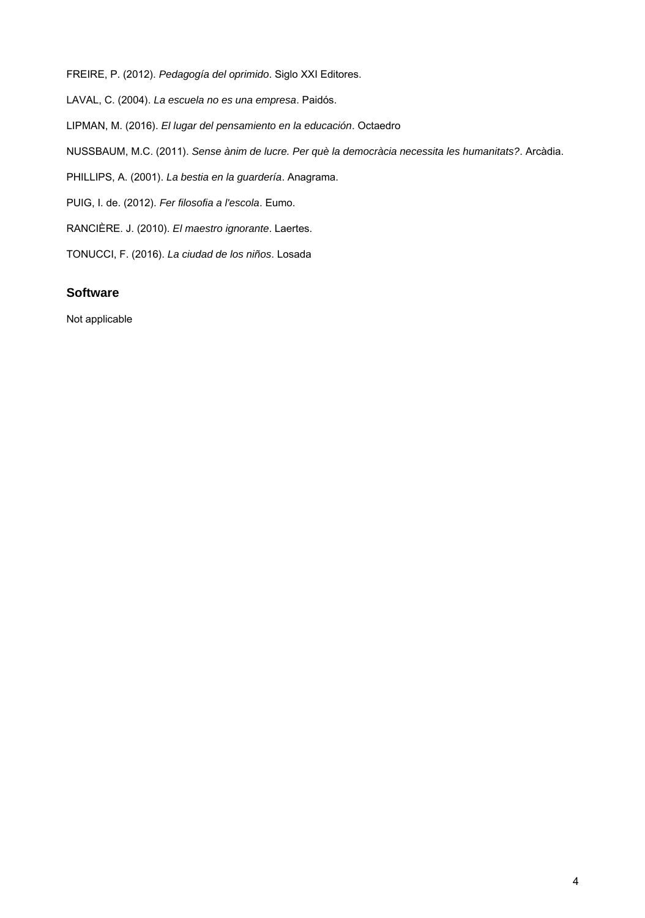FREIRE, P. (2012). *Pedagogía del oprimido*. Siglo XXI Editores.

LAVAL, C. (2004). *La escuela no es una empresa*. Paidós.

LIPMAN, M. (2016). *El lugar del pensamiento en la educación*. Octaedro

NUSSBAUM, M.C. (2011). *Sense ànim de lucre. Per què la democràcia necessita les humanitats?*. Arcàdia.

PHILLIPS, A. (2001). *La bestia en la guardería*. Anagrama.

PUIG, I. de. (2012). *Fer filosofia a l'escola*. Eumo.

RANCIÈRE. J. (2010). *El maestro ignorante*. Laertes.

TONUCCI, F. (2016). *La ciudad de los niños*. Losada

## Software

Not applicable